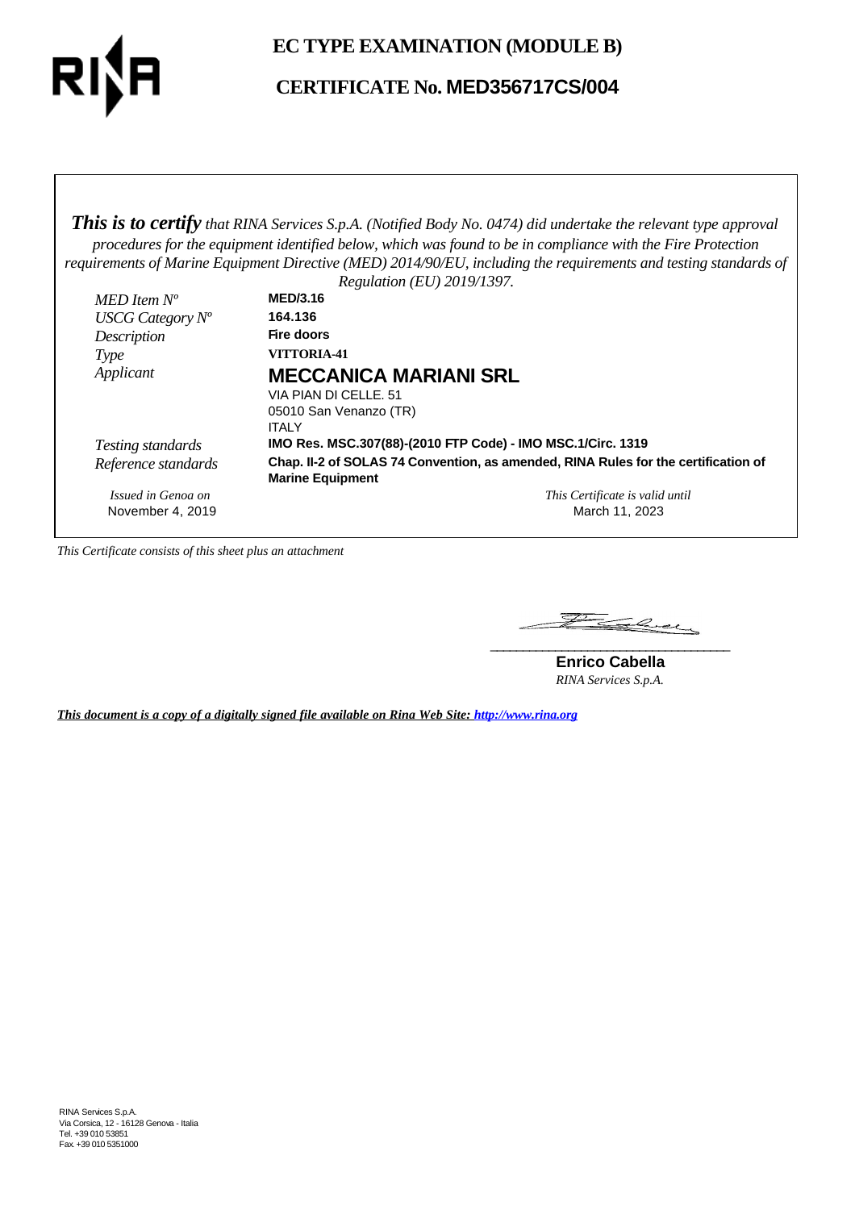# EC TYPE EXAMINATION (MODULE B)

## CERTIFICATE No. MED356717CS/004

***This is to certify*** *that RINA Services S.p.A. (Notified Body No. 0474) did undertake the relevant type approval procedures for the equipment identified below, which was found to be in compliance with the Fire Protection requirements of Marine Equipment Directive (MED) 2014/90/EU, including the requirements and testing standards of Regulation (EU) 2019/1397.*

| | |
|---|---|
| *MED Item N°* | **MED/3.16** |
| *USCG Category N°* | **164.136** |
| *Description* | **Fire doors** |
| *Type* | **VITTORIA-41** |
| *Applicant* | **MECCANICA MARIANI SRL**<br>VIA PIAN DI CELLE. 51<br>05010 San Venanzo (TR)<br>ITALY |
| *Testing standards* | **IMO Res. MSC.307(88)-(2010 FTP Code) - IMO MSC.1/Circ. 1319** |
| *Reference standards* | **Chap. II-2 of SOLAS 74 Convention, as amended, RINA Rules for the certification of Marine Equipment** |

*Issued in Genoa on*
November 4, 2019

*This Certificate is valid until*
March 11, 2023

*This Certificate consists of this sheet plus an attachment*

**Enrico Cabella**
*RINA Services S.p.A.*

***This document is a copy of a digitally signed file available on Rina Web Site: http://www.rina.org***

RINA Services S.p.A.
Via Corsica, 12 - 16128 Genova - Italia
Tel. +39 010 53851
Fax +39 010 5351000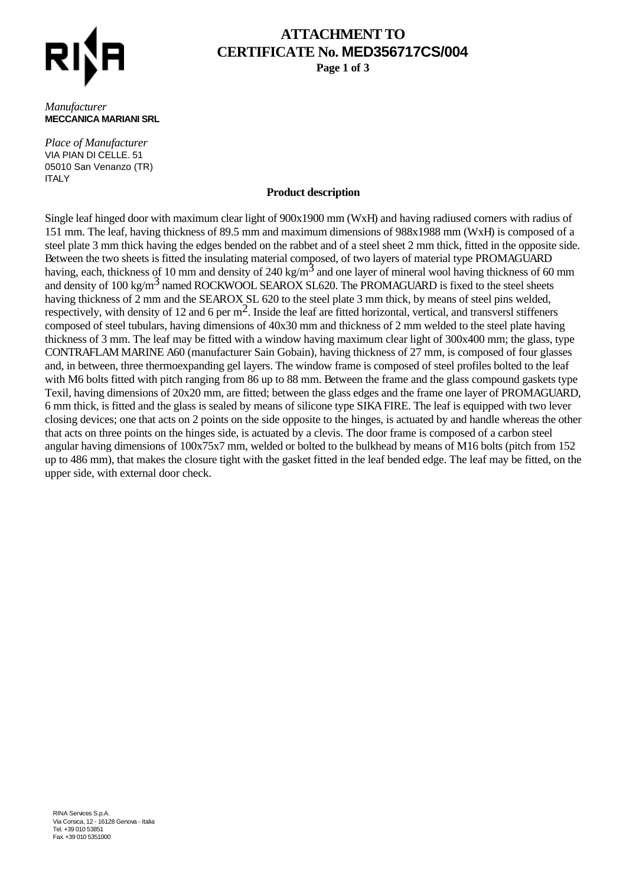# ATTACHMENT TO CERTIFICATE No. MED356717CS/004

*Manufacturer*
**MECCANICA MARIANI SRL**

*Place of Manufacturer*
VIA PIAN DI CELLE. 51
05010 San Venanzo (TR)
ITALY

**Product description**

Single leaf hinged door with maximum clear light of 900x1900 mm (WxH) and having radiused corners with radius of 151 mm. The leaf, having thickness of 89.5 mm and maximum dimensions of 988x1988 mm (WxH) is composed of a steel plate 3 mm thick having the edges bended on the rabbet and of a steel sheet 2 mm thick, fitted in the opposite side. Between the two sheets is fitted the insulating material composed, of two layers of material type PROMAGUARD having, each, thickness of 10 mm and density of 240 kg/$m^3$ and one layer of mineral wool having thickness of 60 mm and density of 100 kg/$m^3$ named ROCKWOOL SEAROX SL620. The PROMAGUARD is fixed to the steel sheets having thickness of 2 mm and the SEAROX SL 620 to the steel plate 3 mm thick, by means of steel pins welded, respectively, with density of 12 and 6 per $m^2$. Inside the leaf are fitted horizontal, vertical, and transversl stiffeners composed of steel tubulars, having dimensions of 40x30 mm and thickness of 2 mm welded to the steel plate having thickness of 3 mm. The leaf may be fitted with a window having maximum clear light of 300x400 mm; the glass, type CONTRAFLAM MARINE A60 (manufacturer Sain Gobain), having thickness of 27 mm, is composed of four glasses and, in between, three thermoexpanding gel layers. The window frame is composed of steel profiles bolted to the leaf with M6 bolts fitted with pitch ranging from 86 up to 88 mm. Between the frame and the glass compound gaskets type Texil, having dimensions of 20x20 mm, are fitted; between the glass edges and the frame one layer of PROMAGUARD, 6 mm thick, is fitted and the glass is sealed by means of silicone type SIKA FIRE. The leaf is equipped with two lever closing devices; one that acts on 2 points on the side opposite to the hinges, is actuated by and handle whereas the other that acts on three points on the hinges side, is actuated by a clevis. The door frame is composed of a carbon steel angular having dimensions of 100x75x7 mm, welded or bolted to the bulkhead by means of M16 bolts (pitch from 152 up to 486 mm), that makes the closure tight with the gasket fitted in the leaf bended edge. The leaf may be fitted, on the upper side, with external door check.

RINA Services S.p.A.
Via Corsica, 12 - 16128 Genova - Italia
Tel. +39 010 53851
Fax +39 010 5351000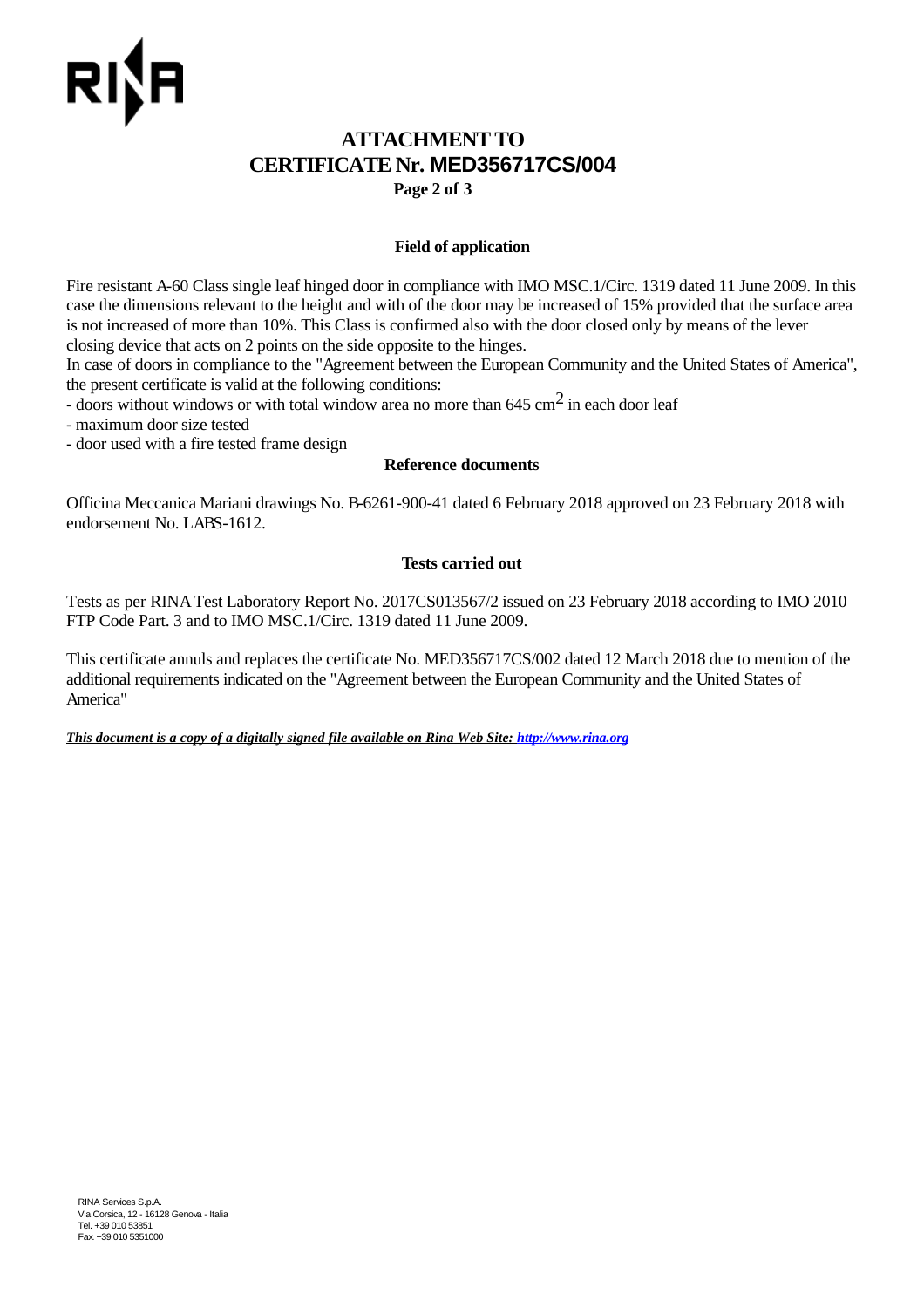# ATTACHMENT TO CERTIFICATE Nr. MED356717CS/004

### Field of application

Fire resistant A-60 Class single leaf hinged door in compliance with IMO MSC.1/Circ. 1319 dated 11 June 2009. In this case the dimensions relevant to the height and with of the door may be increased of 15% provided that the surface area is not increased of more than 10%. This Class is confirmed also with the door closed only by means of the lever closing device that acts on 2 points on the side opposite to the hinges.
In case of doors in compliance to the "Agreement between the European Community and the United States of America", the present certificate is valid at the following conditions:

- doors without windows or with total window area no more than 645 $cm^2$ in each door leaf
- maximum door size tested
- door used with a fire tested frame design

### Reference documents

Officina Meccanica Mariani drawings No. B-6261-900-41 dated 6 February 2018 approved on 23 February 2018 with endorsement No. LABS-1612.

### Tests carried out

Tests as per RINA Test Laboratory Report No. 2017CS013567/2 issued on 23 February 2018 according to IMO 2010 FTP Code Part. 3 and to IMO MSC.1/Circ. 1319 dated 11 June 2009.

This certificate annuls and replaces the certificate No. MED356717CS/002 dated 12 March 2018 due to mention of the additional requirements indicated on the "Agreement between the European Community and the United States of America"

***This document is a copy of a digitally signed file available on Rina Web Site: [http://www.rina.org](http://www.rina.org)***

RINA Services S.p.A.
Via Corsica, 12 - 16128 Genova - Italia
Tel. +39 010 53851
Fax +39 010 5351000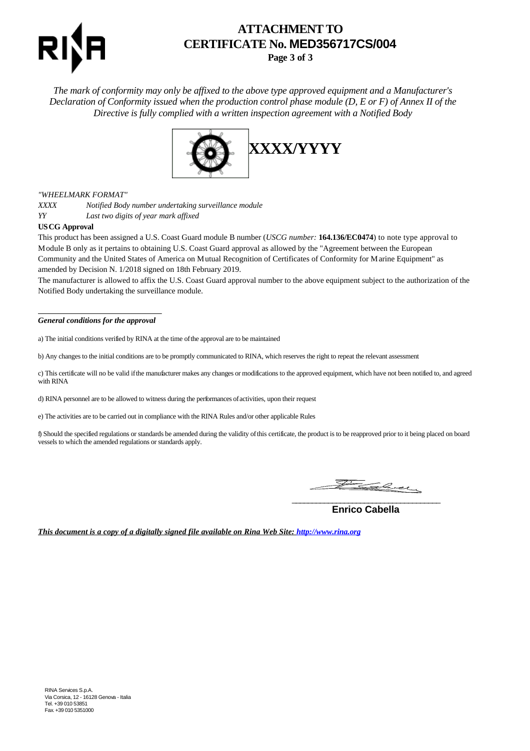# ATTACHMENT TO CERTIFICATE No. MED356717CS/004

*The mark of conformity may only be affixed to the above type approved equipment and a Manufacturer's Declaration of Conformity issued when the production control phase module (D, E or F) of Annex II of the Directive is fully complied with a written inspection agreement with a Notified Body*

**XXXX/YYYY**

*"WHEELMARK FORMAT"*

*XXXX* *Notified Body number undertaking surveillance module*

*YY* *Last two digits of year mark affixed*

**USCG Approval**

This product has been assigned a U.S. Coast Guard module B number (*USCG number:* **164.136/EC0474**) to note type approval to Module B only as it pertains to obtaining U.S. Coast Guard approval as allowed by the "Agreement between the European Community and the United States of America on Mutual Recognition of Certificates of Conformity for Marine Equipment" as amended by Decision N. 1/2018 signed on 18th February 2019.

The manufacturer is allowed to affix the U.S. Coast Guard approval number to the above equipment subject to the authorization of the Notified Body undertaking the surveillance module.

***General conditions for the approval***

a) The initial conditions verified by RINA at the time of the approval are to be maintained

b) Any changes to the initial conditions are to be promptly communicated to RINA, which reserves the right to repeat the relevant assessment

c) This certificate will no be valid if the manufacturer makes any changes or modifications to the approved equipment, which have not been notified to, and agreed with RINA

d) RINA personnel are to be allowed to witness during the performances of activities, upon their request

e) The activities are to be carried out in compliance with the RINA Rules and/or other applicable Rules

f) Should the specified regulations or standards be amended during the validity of this certificate, the product is to be reapproved prior to it being placed on board vessels to which the amended regulations or standards apply.

**Enrico Cabella**

***This document is a copy of a digitally signed file available on Rina Web Site: http://www.rina.org***

RINA Services S.p.A.
Via Corsica, 12 - 16128 Genova - Italia
Tel. +39 010 53851
Fax +39 010 5351000